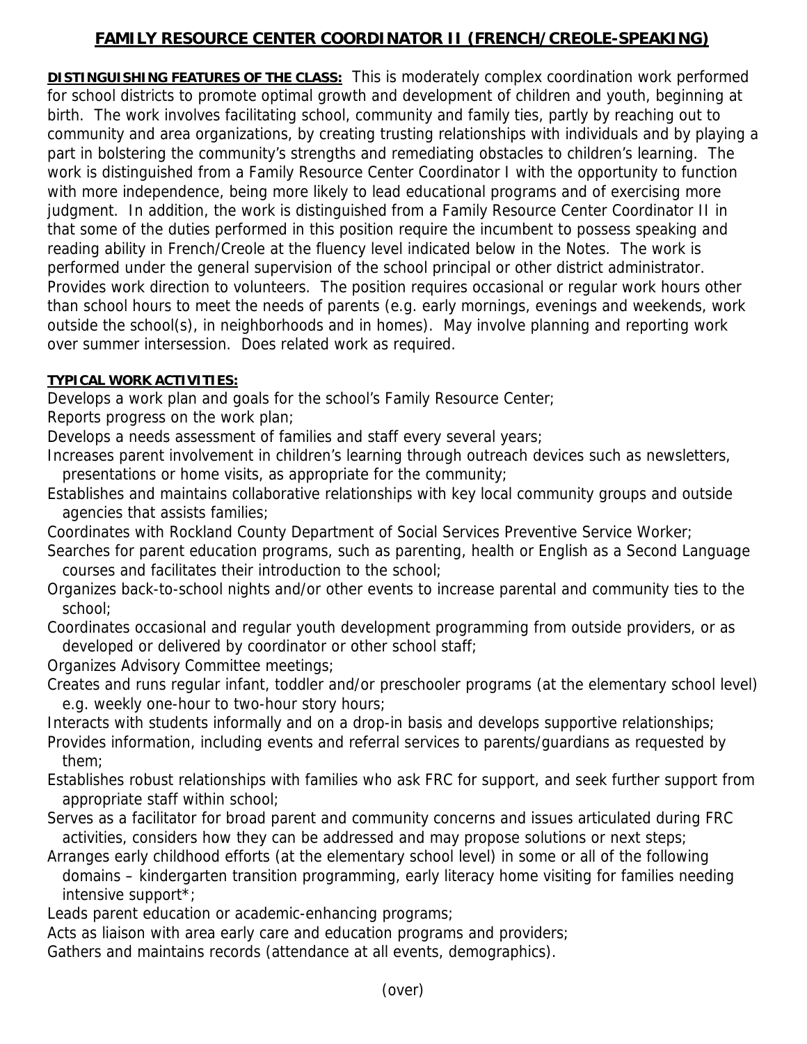# FAMILY RESOURCE CENTER COORDINATOR II (FRENCH/CREOLE-SPEAKING)

**DISTINGUISHING FEATURES OF THE CLASS:** This is moderately complex coordination work performed for school districts to promote optimal growth and development of children and youth, beginning at birth. The work involves facilitating school, community and family ties, partly by reaching out to community and area organizations, by creating trusting relationships with individuals and by playing a part in bolstering the community's strengths and remediating obstacles to children's learning. The work is distinguished from a Family Resource Center Coordinator I with the opportunity to function with more independence, being more likely to lead educational programs and of exercising more judgment. In addition, the work is distinguished from a Family Resource Center Coordinator II in that some of the duties performed in this position require the incumbent to possess speaking and reading ability in French/Creole at the fluency level indicated below in the Notes. The work is performed under the general supervision of the school principal or other district administrator. Provides work direction to volunteers. The position requires occasional or regular work hours other than school hours to meet the needs of parents (e.g. early mornings, evenings and weekends, work outside the school(s), in neighborhoods and in homes). May involve planning and reporting work over summer intersession. Does related work as required.

**TYPICAL WORK ACTIVITIES:**

Develops a work plan and goals for the school's Family Resource Center;
Reports progress on the work plan;
Develops a needs assessment of families and staff every several years;
Increases parent involvement in children's learning through outreach devices such as newsletters, presentations or home visits, as appropriate for the community;
Establishes and maintains collaborative relationships with key local community groups and outside agencies that assists families;
Coordinates with Rockland County Department of Social Services Preventive Service Worker;
Searches for parent education programs, such as parenting, health or English as a Second Language courses and facilitates their introduction to the school;
Organizes back-to-school nights and/or other events to increase parental and community ties to the school;
Coordinates occasional and regular youth development programming from outside providers, or as developed or delivered by coordinator or other school staff;
Organizes Advisory Committee meetings;
Creates and runs regular infant, toddler and/or preschooler programs (at the elementary school level) e.g. weekly one-hour to two-hour story hours;
Interacts with students informally and on a drop-in basis and develops supportive relationships;
Provides information, including events and referral services to parents/guardians as requested by them;
Establishes robust relationships with families who ask FRC for support, and seek further support from appropriate staff within school;
Serves as a facilitator for broad parent and community concerns and issues articulated during FRC activities, considers how they can be addressed and may propose solutions or next steps;
Arranges early childhood efforts (at the elementary school level) in some or all of the following domains – kindergarten transition programming, early literacy home visiting for families needing intensive support*;
Leads parent education or academic-enhancing programs;
Acts as liaison with area early care and education programs and providers;
Gathers and maintains records (attendance at all events, demographics).

(over)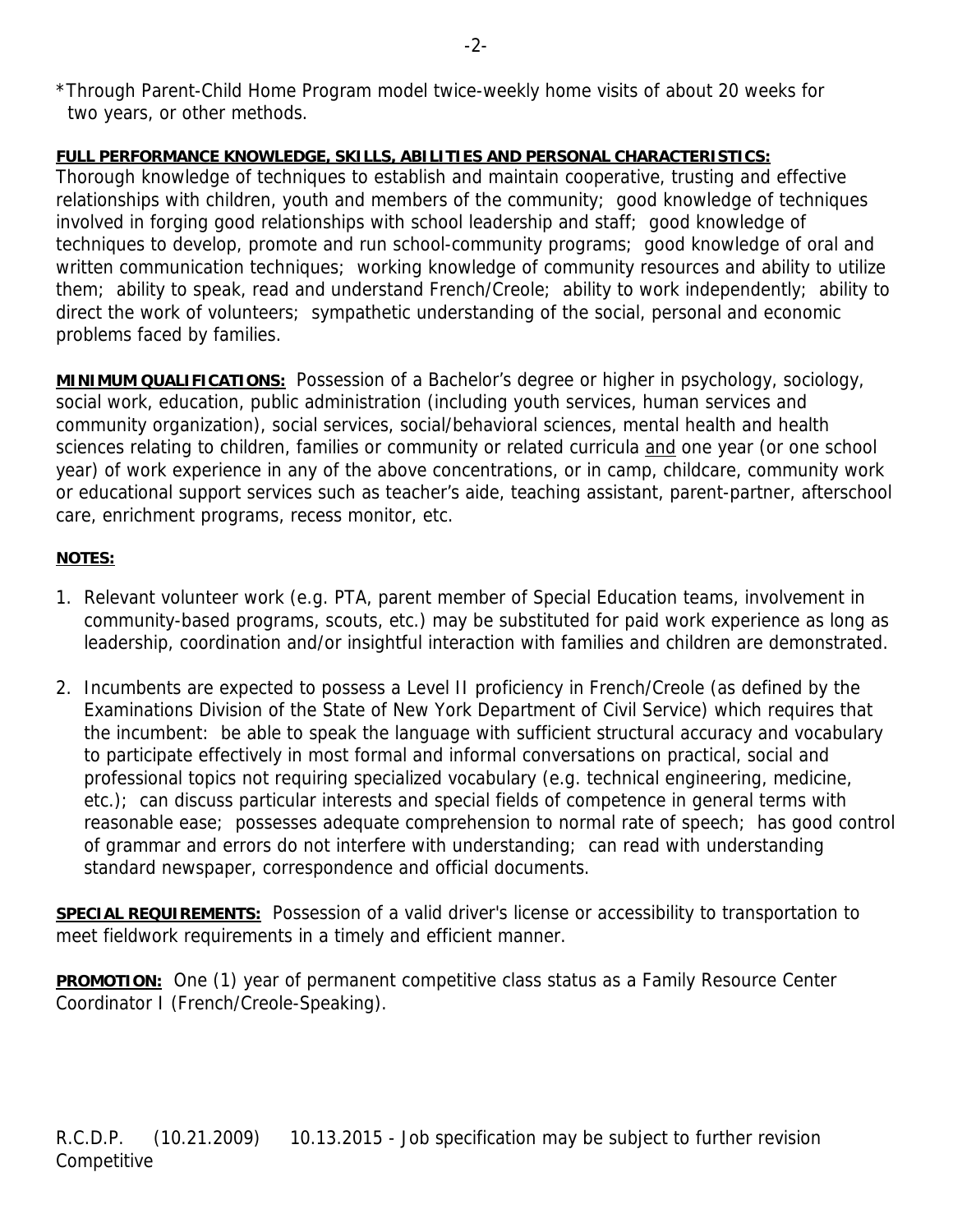*Through Parent-Child Home Program model twice-weekly home visits of about 20 weeks for two years, or other methods.

**FULL PERFORMANCE KNOWLEDGE, SKILLS, ABILITIES AND PERSONAL CHARACTERISTICS:**
Thorough knowledge of techniques to establish and maintain cooperative, trusting and effective relationships with children, youth and members of the community; good knowledge of techniques involved in forging good relationships with school leadership and staff; good knowledge of techniques to develop, promote and run school-community programs; good knowledge of oral and written communication techniques; working knowledge of community resources and ability to utilize them; ability to speak, read and understand French/Creole; ability to work independently; ability to direct the work of volunteers; sympathetic understanding of the social, personal and economic problems faced by families.

**MINIMUM QUALIFICATIONS:** Possession of a Bachelor's degree or higher in psychology, sociology, social work, education, public administration (including youth services, human services and community organization), social services, social/behavioral sciences, mental health and health sciences relating to children, families or community or related curricula and one year (or one school year) of work experience in any of the above concentrations, or in camp, childcare, community work or educational support services such as teacher's aide, teaching assistant, parent-partner, afterschool care, enrichment programs, recess monitor, etc.

**NOTES:**

1. Relevant volunteer work (e.g. PTA, parent member of Special Education teams, involvement in community-based programs, scouts, etc.) may be substituted for paid work experience as long as leadership, coordination and/or insightful interaction with families and children are demonstrated.

2. Incumbents are expected to possess a Level II proficiency in French/Creole (as defined by the Examinations Division of the State of New York Department of Civil Service) which requires that the incumbent: be able to speak the language with sufficient structural accuracy and vocabulary to participate effectively in most formal and informal conversations on practical, social and professional topics not requiring specialized vocabulary (e.g. technical engineering, medicine, etc.); can discuss particular interests and special fields of competence in general terms with reasonable ease; possesses adequate comprehension to normal rate of speech; has good control of grammar and errors do not interfere with understanding; can read with understanding standard newspaper, correspondence and official documents.

**SPECIAL REQUIREMENTS:** Possession of a valid driver's license or accessibility to transportation to meet fieldwork requirements in a timely and efficient manner.

**PROMOTION:** One (1) year of permanent competitive class status as a Family Resource Center Coordinator I (French/Creole-Speaking).

R.C.D.P. (10.21.2009) 10.13.2015 - Job specification may be subject to further revision
Competitive